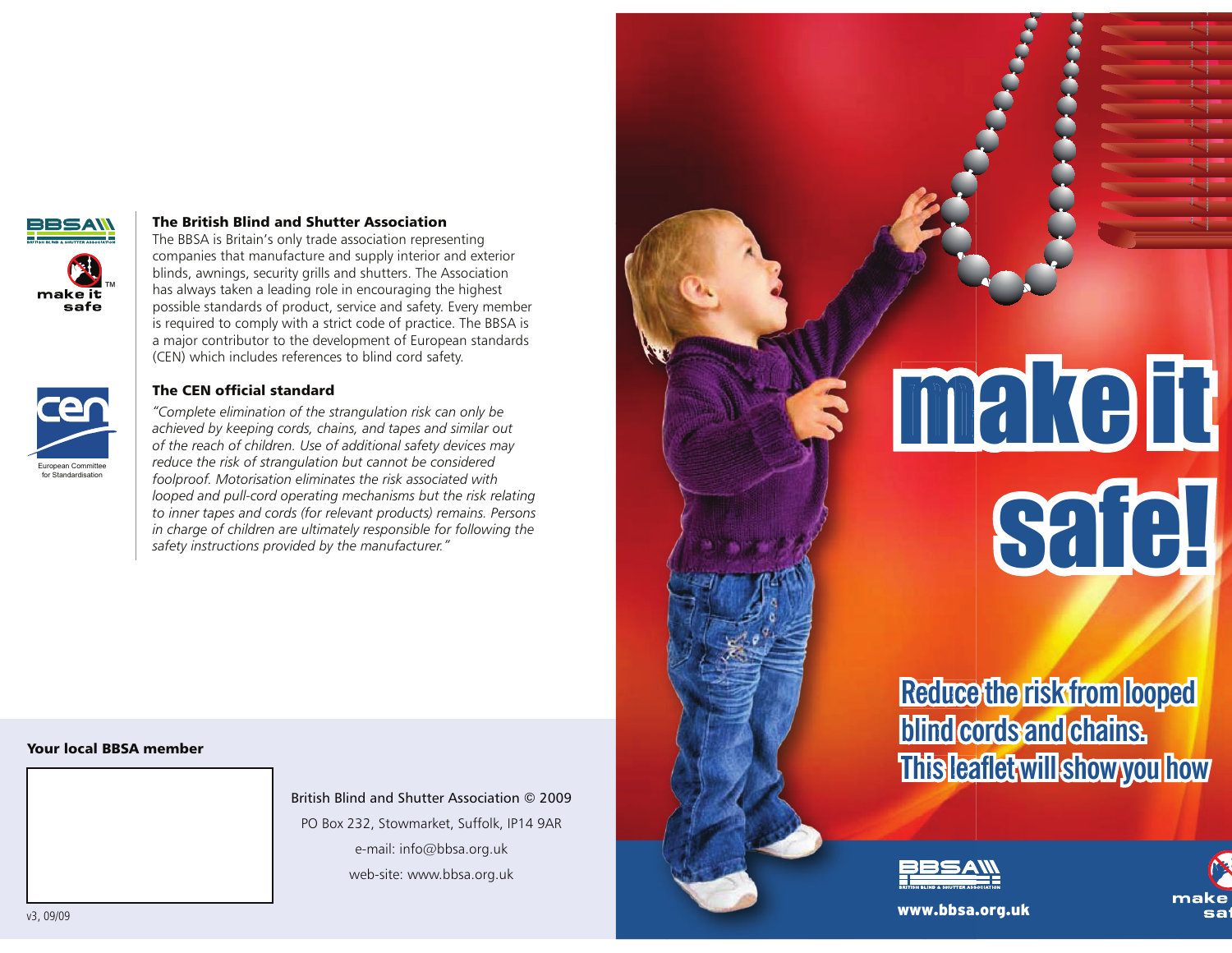## The British Blind and Shutter Association

The BBSA is Britain's only trade association representing companies that manufacture and supply interior and exterior blinds, awnings, security grills and shutters. The Association has always taken a leading role in encouraging the highest possible standards of product, service and safety. Every member is required to comply with a strict code of practice. The BBSA is a major contributor to the development of European standards (CEN) which includes references to blind cord safety.

## The CEN official standard

*"Complete elimination of the strangulation risk can only be achieved by keeping cords, chains, and tapes and similar out of the reach of children. Use of additional safety devices may reduce the risk of strangulation but cannot be considered foolproof. Motorisation eliminates the risk associated with looped and pull-cord operating mechanisms but the risk relating to inner tapes and cords (for relevant products) remains. Persons in charge of children are ultimately responsible for following the safety instructions provided by the manufacturer."*

European Committee for Standardisation

**Your local BBSA member**

British Blind and Shutter Association © 2009

PO Box 232, Stowmarket, Suffolk, IP14 9AR

e-mail: info@bbsa.org.uk

web-site: www.bbsa.org.uk

v3, 09/09

# make it safe!

**Reduce the risk from looped blind cords and chains. This leaflet will show you how**

www.bbsa.org.uk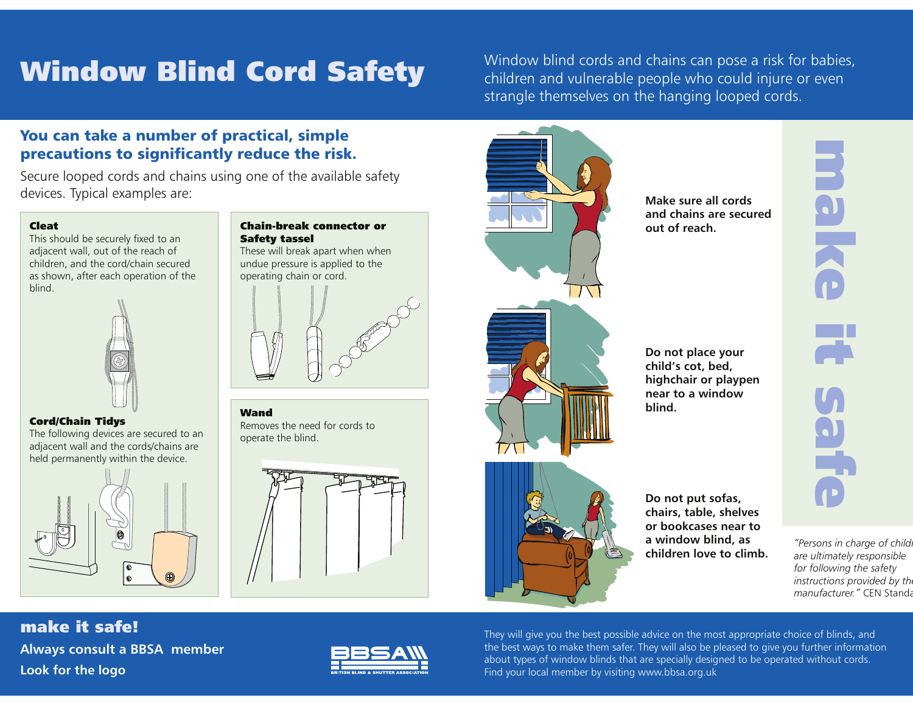# Window Blind Cord Safety

Window blind cords and chains can pose a risk for babies, children and vulnerable people who could injure or even strangle themselves on the hanging looped cords.

## You can take a number of practical, simple precautions to significantly reduce the risk.

Secure looped cords and chains using one of the available safety devices. Typical examples are:

**Cleat**
This should be securely fixed to an adjacent wall, out of the reach of children, and the cord/chain secured as shown, after each operation of the blind.

**Cord/Chain Tidys**
The following devices are secured to an adjacent wall and the cords/chains are held permanently within the device.

**Chain-break connector or Safety tassel**
These will break apart when when undue pressure is applied to the operating chain or cord.

**Wand**
Removes the need for cords to operate the blind.

**Make sure all cords and chains are secured out of reach.**

**Do not place your child's cot, bed, highchair or playpen near to a window blind.**

**Do not put sofas, chairs, table, shelves or bookcases near to a window blind, as children love to climb.**

make it safe

*"Persons in charge of childr are ultimately responsible for following the safety instructions provided by the manufacturer."* CEN Standa

**make it safe!**

**Always consult a BBSA member**

**Look for the logo**

BBSA BRITISH BLIND & SHUTTER ASSOCIATION

They will give you the best possible advice on the most appropriate choice of blinds, and the best ways to make them safer. They will also be pleased to give you further information about types of window blinds that are specially designed to be operated without cords. Find your local member by visiting www.bbsa.org.uk